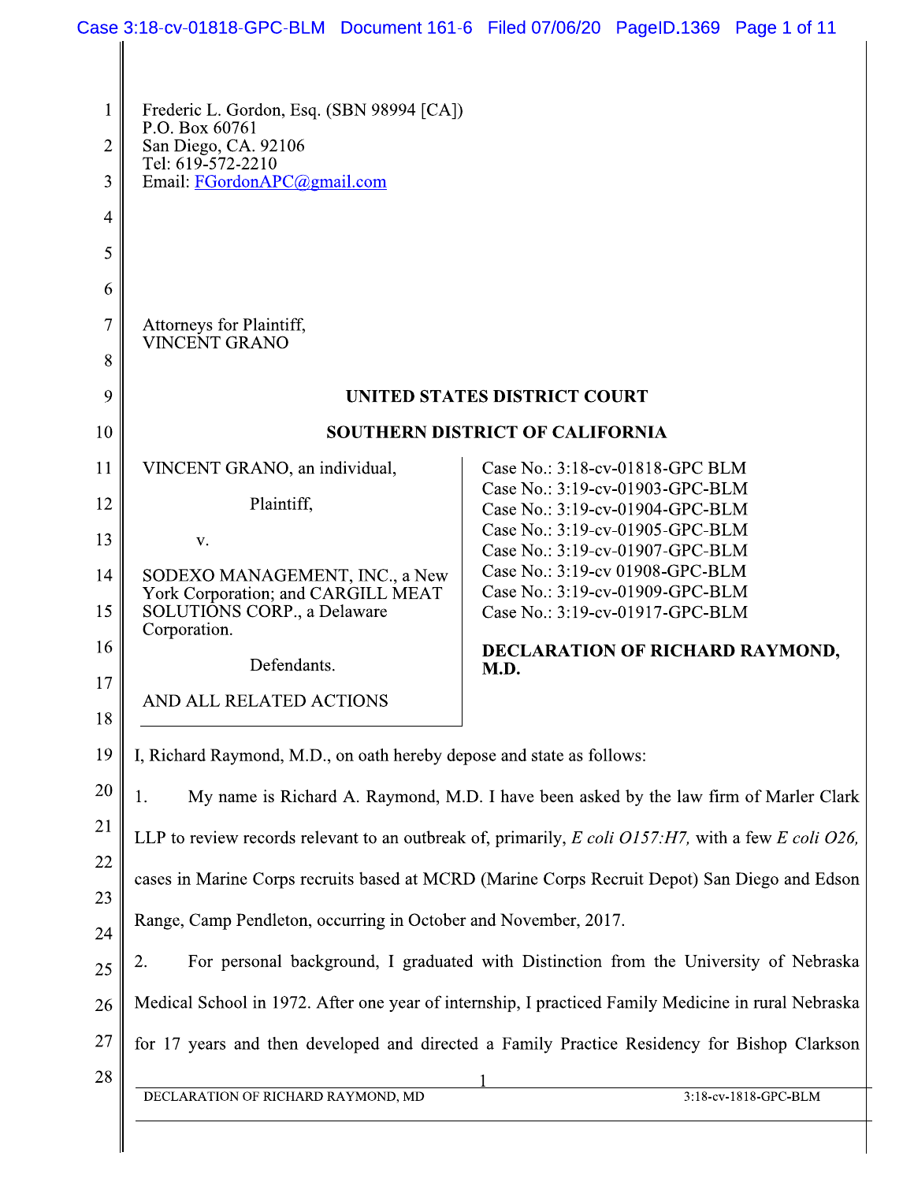Frederic L. Gordon, Esq. (SBN 98994 [CA])
P.O. Box 60761
San Diego, CA. 92106
Tel: 619-572-2210
Email: FGordonAPC@gmail.com

Attorneys for Plaintiff,
VINCENT GRANO

**UNITED STATES DISTRICT COURT**

**SOUTHERN DISTRICT OF CALIFORNIA**

| | |
|---|---|
| VINCENT GRANO, an individual,<br><br>Plaintiff,<br><br>v.<br><br>SODEXO MANAGEMENT, INC., a New York Corporation; and CARGILL MEAT SOLUTIONS CORP., a Delaware Corporation.<br><br>Defendants.<br><br>AND ALL RELATED ACTIONS | Case No.: 3:18-cv-01818-GPC BLM<br>Case No.: 3:19-cv-01903-GPC-BLM<br>Case No.: 3:19-cv-01904-GPC-BLM<br>Case No.: 3:19-cv-01905-GPC-BLM<br>Case No.: 3:19-cv-01907-GPC-BLM<br>Case No.: 3:19-cv 01908-GPC-BLM<br>Case No.: 3:19-cv-01909-GPC-BLM<br>Case No.: 3:19-cv-01917-GPC-BLM<br><br>**DECLARATION OF RICHARD RAYMOND, M.D.** |

I, Richard Raymond, M.D., on oath hereby depose and state as follows:

1. My name is Richard A. Raymond, M.D. I have been asked by the law firm of Marler Clark LLP to review records relevant to an outbreak of, primarily, *E coli O157:H7,* with a few *E coli O26,* cases in Marine Corps recruits based at MCRD (Marine Corps Recruit Depot) San Diego and Edson Range, Camp Pendleton, occurring in October and November, 2017.

2. For personal background, I graduated with Distinction from the University of Nebraska Medical School in 1972. After one year of internship, I practiced Family Medicine in rural Nebraska for 17 years and then developed and directed a Family Practice Residency for Bishop Clarkson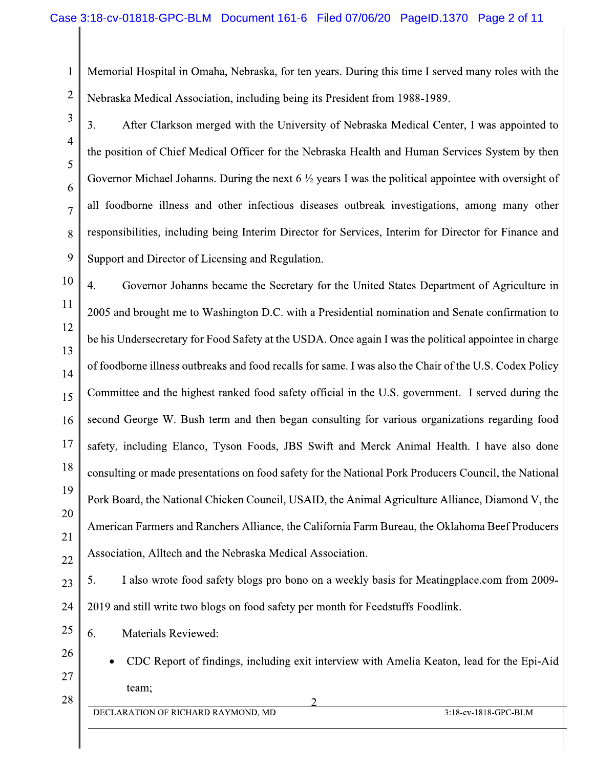Memorial Hospital in Omaha, Nebraska, for ten years. During this time I served many roles with the Nebraska Medical Association, including being its President from 1988-1989.

3. After Clarkson merged with the University of Nebraska Medical Center, I was appointed to the position of Chief Medical Officer for the Nebraska Health and Human Services System by then Governor Michael Johanns. During the next 6 ½ years I was the political appointee with oversight of all foodborne illness and other infectious diseases outbreak investigations, among many other responsibilities, including being Interim Director for Services, Interim for Director for Finance and Support and Director of Licensing and Regulation.

4. Governor Johanns became the Secretary for the United States Department of Agriculture in 2005 and brought me to Washington D.C. with a Presidential nomination and Senate confirmation to be his Undersecretary for Food Safety at the USDA. Once again I was the political appointee in charge of foodborne illness outbreaks and food recalls for same. I was also the Chair of the U.S. Codex Policy Committee and the highest ranked food safety official in the U.S. government. I served during the second George W. Bush term and then began consulting for various organizations regarding food safety, including Elanco, Tyson Foods, JBS Swift and Merck Animal Health. I have also done consulting or made presentations on food safety for the National Pork Producers Council, the National Pork Board, the National Chicken Council, USAID, the Animal Agriculture Alliance, Diamond V, the American Farmers and Ranchers Alliance, the California Farm Bureau, the Oklahoma Beef Producers Association, Alltech and the Nebraska Medical Association.

5. I also wrote food safety blogs pro bono on a weekly basis for Meatingplace.com from 2009-2019 and still write two blogs on food safety per month for Feedstuffs Foodlink.

6. Materials Reviewed:

- CDC Report of findings, including exit interview with Amelia Keaton, lead for the Epi-Aid team;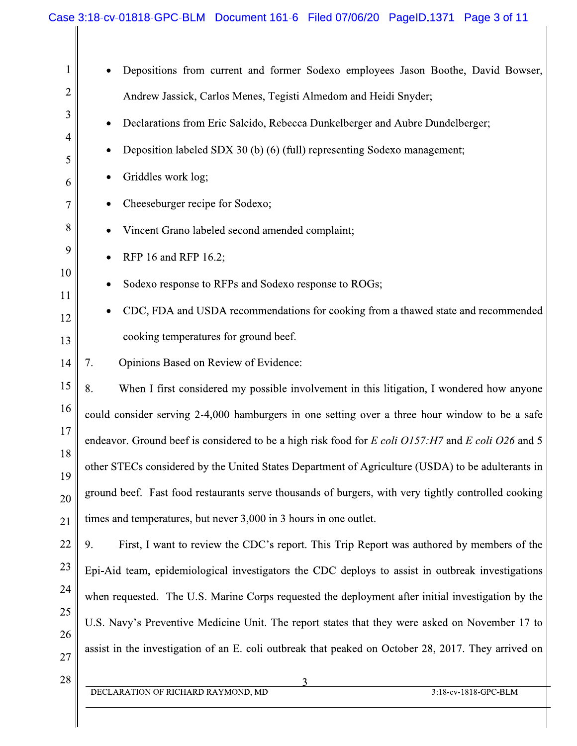- Depositions from current and former Sodexo employees Jason Boothe, David Bowser, Andrew Jassick, Carlos Menes, Tegisti Almedom and Heidi Snyder;
- Declarations from Eric Salcido, Rebecca Dunkelberger and Aubre Dundelberger;
- Deposition labeled SDX 30 (b) (6) (full) representing Sodexo management;
- Griddles work log;
- Cheeseburger recipe for Sodexo;
- Vincent Grano labeled second amended complaint;
- RFP 16 and RFP 16.2;
- Sodexo response to RFPs and Sodexo response to ROGs;
- CDC, FDA and USDA recommendations for cooking from a thawed state and recommended cooking temperatures for ground beef.

7. Opinions Based on Review of Evidence:

8. When I first considered my possible involvement in this litigation, I wondered how anyone could consider serving 2-4,000 hamburgers in one setting over a three hour window to be a safe endeavor. Ground beef is considered to be a high risk food for *E coli O157:H7* and *E coli O26* and 5 other STECs considered by the United States Department of Agriculture (USDA) to be adulterants in ground beef. Fast food restaurants serve thousands of burgers, with very tightly controlled cooking times and temperatures, but never 3,000 in 3 hours in one outlet.

9. First, I want to review the CDC's report. This Trip Report was authored by members of the Epi-Aid team, epidemiological investigators the CDC deploys to assist in outbreak investigations when requested. The U.S. Marine Corps requested the deployment after initial investigation by the U.S. Navy's Preventive Medicine Unit. The report states that they were asked on November 17 to assist in the investigation of an E. coli outbreak that peaked on October 28, 2017. They arrived on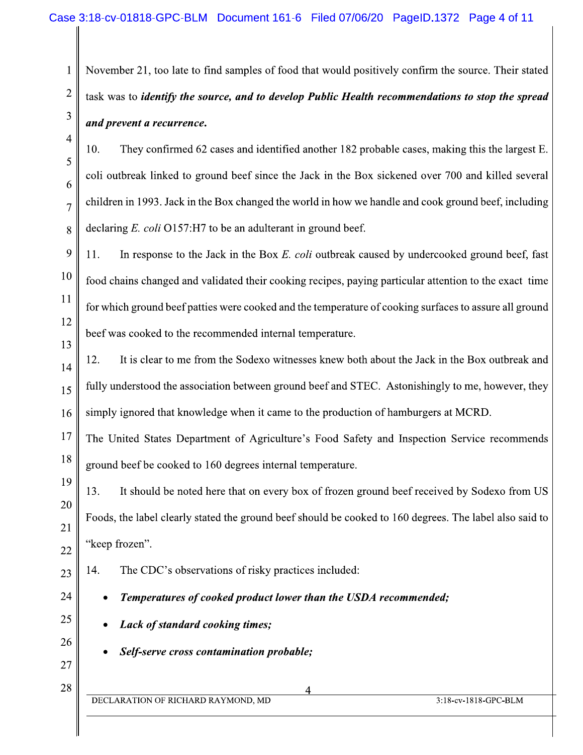November 21, too late to find samples of food that would positively confirm the source. Their stated task was to ***identify the source, and to develop Public Health recommendations to stop the spread and prevent a recurrence.***

10. They confirmed 62 cases and identified another 182 probable cases, making this the largest E. coli outbreak linked to ground beef since the Jack in the Box sickened over 700 and killed several children in 1993. Jack in the Box changed the world in how we handle and cook ground beef, including declaring *E. coli* O157:H7 to be an adulterant in ground beef.

11. In response to the Jack in the Box *E. coli* outbreak caused by undercooked ground beef, fast food chains changed and validated their cooking recipes, paying particular attention to the exact time for which ground beef patties were cooked and the temperature of cooking surfaces to assure all ground beef was cooked to the recommended internal temperature.

12. It is clear to me from the Sodexo witnesses knew both about the Jack in the Box outbreak and fully understood the association between ground beef and STEC. Astonishingly to me, however, they simply ignored that knowledge when it came to the production of hamburgers at MCRD.

The United States Department of Agriculture's Food Safety and Inspection Service recommends ground beef be cooked to 160 degrees internal temperature.

13. It should be noted here that on every box of frozen ground beef received by Sodexo from US Foods, the label clearly stated the ground beef should be cooked to 160 degrees. The label also said to "keep frozen".

14. The CDC's observations of risky practices included:

- ***Temperatures of cooked product lower than the USDA recommended;***
- ***Lack of standard cooking times;***
- ***Self-serve cross contamination probable;***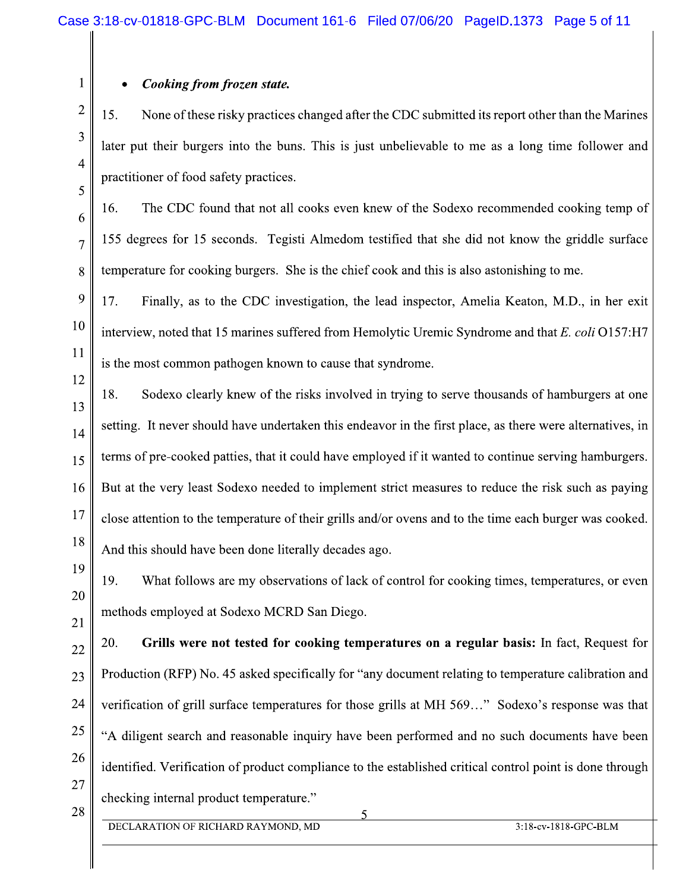- ***Cooking from frozen state.***

15. None of these risky practices changed after the CDC submitted its report other than the Marines later put their burgers into the buns. This is just unbelievable to me as a long time follower and practitioner of food safety practices.

16. The CDC found that not all cooks even knew of the Sodexo recommended cooking temp of 155 degrees for 15 seconds. Tegisti Almedom testified that she did not know the griddle surface temperature for cooking burgers. She is the chief cook and this is also astonishing to me.

17. Finally, as to the CDC investigation, the lead inspector, Amelia Keaton, M.D., in her exit interview, noted that 15 marines suffered from Hemolytic Uremic Syndrome and that *E. coli* O157:H7 is the most common pathogen known to cause that syndrome.

18. Sodexo clearly knew of the risks involved in trying to serve thousands of hamburgers at one setting. It never should have undertaken this endeavor in the first place, as there were alternatives, in terms of pre-cooked patties, that it could have employed if it wanted to continue serving hamburgers. But at the very least Sodexo needed to implement strict measures to reduce the risk such as paying close attention to the temperature of their grills and/or ovens and to the time each burger was cooked. And this should have been done literally decades ago.

19. What follows are my observations of lack of control for cooking times, temperatures, or even methods employed at Sodexo MCRD San Diego.

20. **Grills were not tested for cooking temperatures on a regular basis:** In fact, Request for Production (RFP) No. 45 asked specifically for "any document relating to temperature calibration and verification of grill surface temperatures for those grills at MH 569…" Sodexo's response was that "A diligent search and reasonable inquiry have been performed and no such documents have been identified. Verification of product compliance to the established critical control point is done through checking internal product temperature."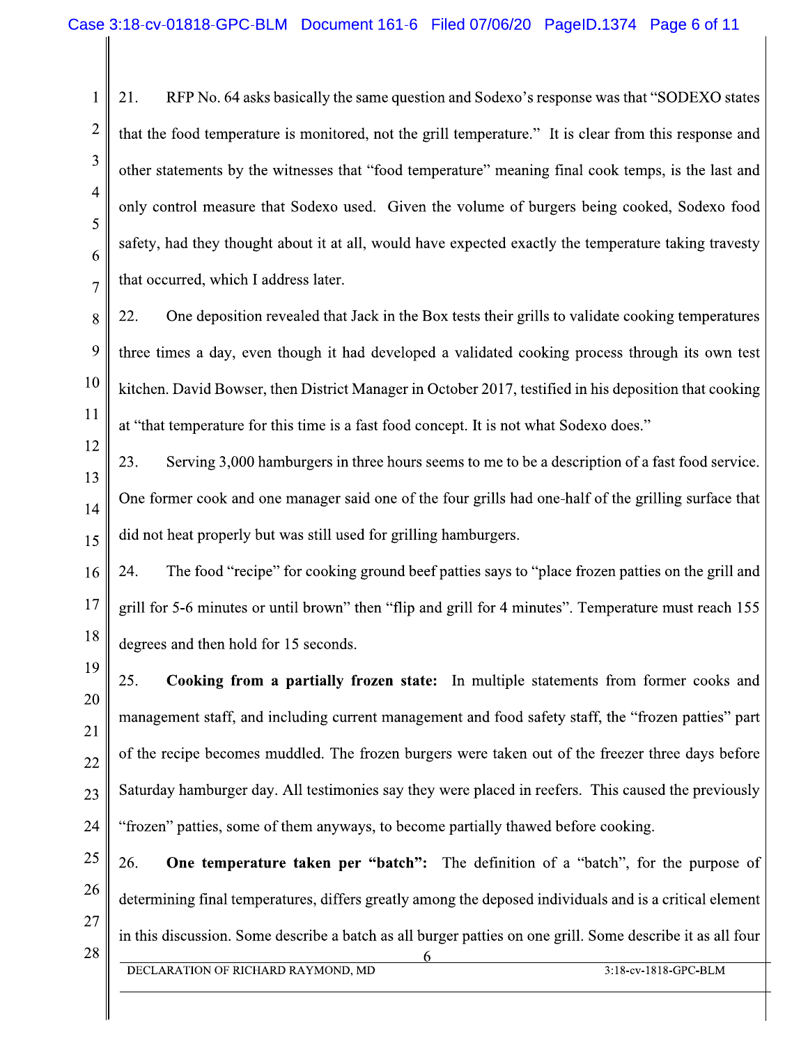21. RFP No. 64 asks basically the same question and Sodexo's response was that "SODEXO states that the food temperature is monitored, not the grill temperature." It is clear from this response and other statements by the witnesses that "food temperature" meaning final cook temps, is the last and only control measure that Sodexo used. Given the volume of burgers being cooked, Sodexo food safety, had they thought about it at all, would have expected exactly the temperature taking travesty that occurred, which I address later.

22. One deposition revealed that Jack in the Box tests their grills to validate cooking temperatures three times a day, even though it had developed a validated cooking process through its own test kitchen. David Bowser, then District Manager in October 2017, testified in his deposition that cooking at "that temperature for this time is a fast food concept. It is not what Sodexo does."

23. Serving 3,000 hamburgers in three hours seems to me to be a description of a fast food service. One former cook and one manager said one of the four grills had one-half of the grilling surface that did not heat properly but was still used for grilling hamburgers.

24. The food "recipe" for cooking ground beef patties says to "place frozen patties on the grill and grill for 5-6 minutes or until brown" then "flip and grill for 4 minutes". Temperature must reach 155 degrees and then hold for 15 seconds.

25. **Cooking from a partially frozen state:** In multiple statements from former cooks and management staff, and including current management and food safety staff, the "frozen patties" part of the recipe becomes muddled. The frozen burgers were taken out of the freezer three days before Saturday hamburger day. All testimonies say they were placed in reefers. This caused the previously "frozen" patties, some of them anyways, to become partially thawed before cooking.

26. **One temperature taken per "batch":** The definition of a "batch", for the purpose of determining final temperatures, differs greatly among the deposed individuals and is a critical element in this discussion. Some describe a batch as all burger patties on one grill. Some describe it as all four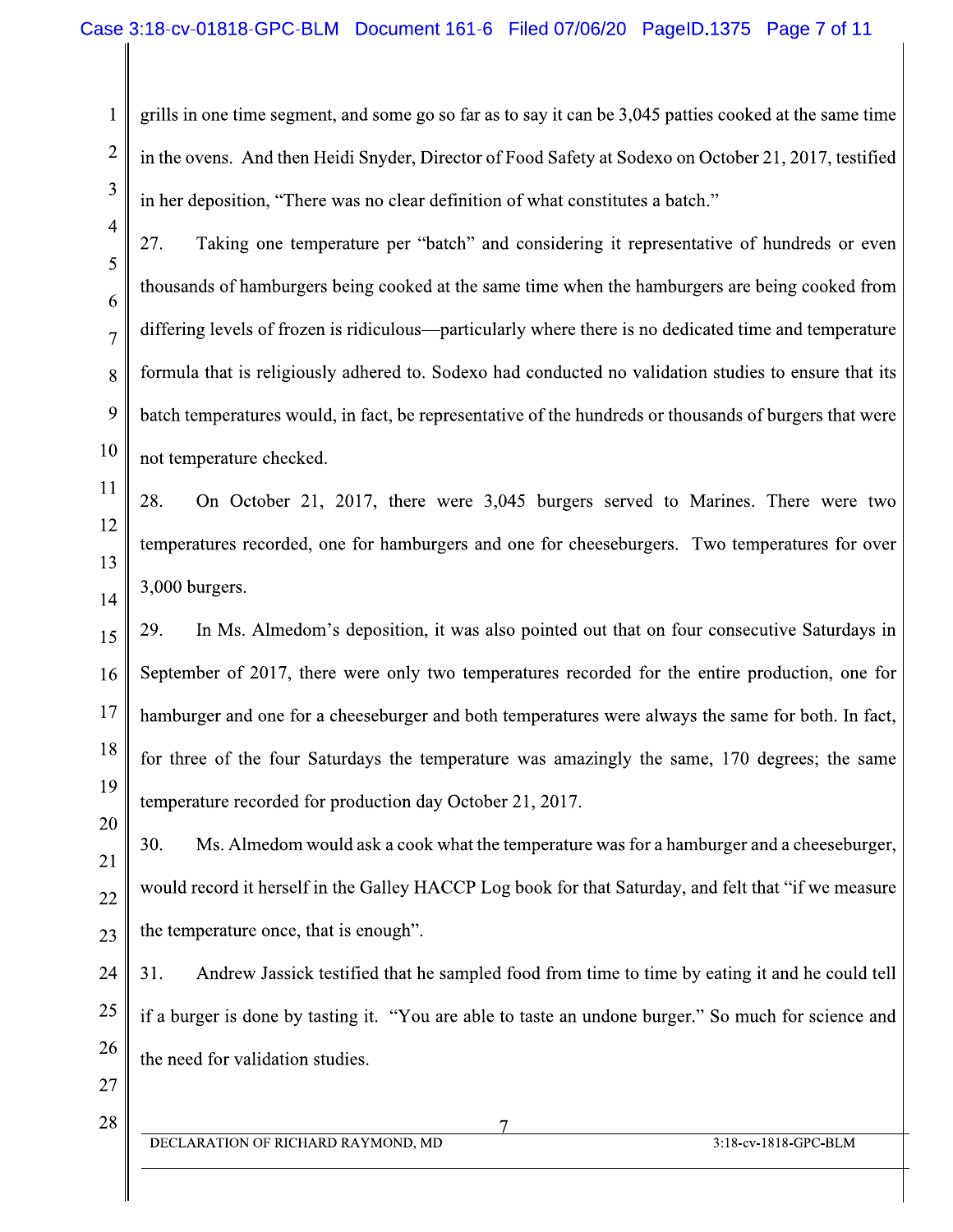grills in one time segment, and some go so far as to say it can be 3,045 patties cooked at the same time in the ovens. And then Heidi Snyder, Director of Food Safety at Sodexo on October 21, 2017, testified in her deposition, "There was no clear definition of what constitutes a batch."

27. Taking one temperature per "batch" and considering it representative of hundreds or even thousands of hamburgers being cooked at the same time when the hamburgers are being cooked from differing levels of frozen is ridiculous—particularly where there is no dedicated time and temperature formula that is religiously adhered to. Sodexo had conducted no validation studies to ensure that its batch temperatures would, in fact, be representative of the hundreds or thousands of burgers that were not temperature checked.

28. On October 21, 2017, there were 3,045 burgers served to Marines. There were two temperatures recorded, one for hamburgers and one for cheeseburgers. Two temperatures for over 3,000 burgers.

29. In Ms. Almedom's deposition, it was also pointed out that on four consecutive Saturdays in September of 2017, there were only two temperatures recorded for the entire production, one for hamburger and one for a cheeseburger and both temperatures were always the same for both. In fact, for three of the four Saturdays the temperature was amazingly the same, 170 degrees; the same temperature recorded for production day October 21, 2017.

30. Ms. Almedom would ask a cook what the temperature was for a hamburger and a cheeseburger, would record it herself in the Galley HACCP Log book for that Saturday, and felt that "if we measure the temperature once, that is enough".

31. Andrew Jassick testified that he sampled food from time to time by eating it and he could tell if a burger is done by tasting it. "You are able to taste an undone burger." So much for science and the need for validation studies.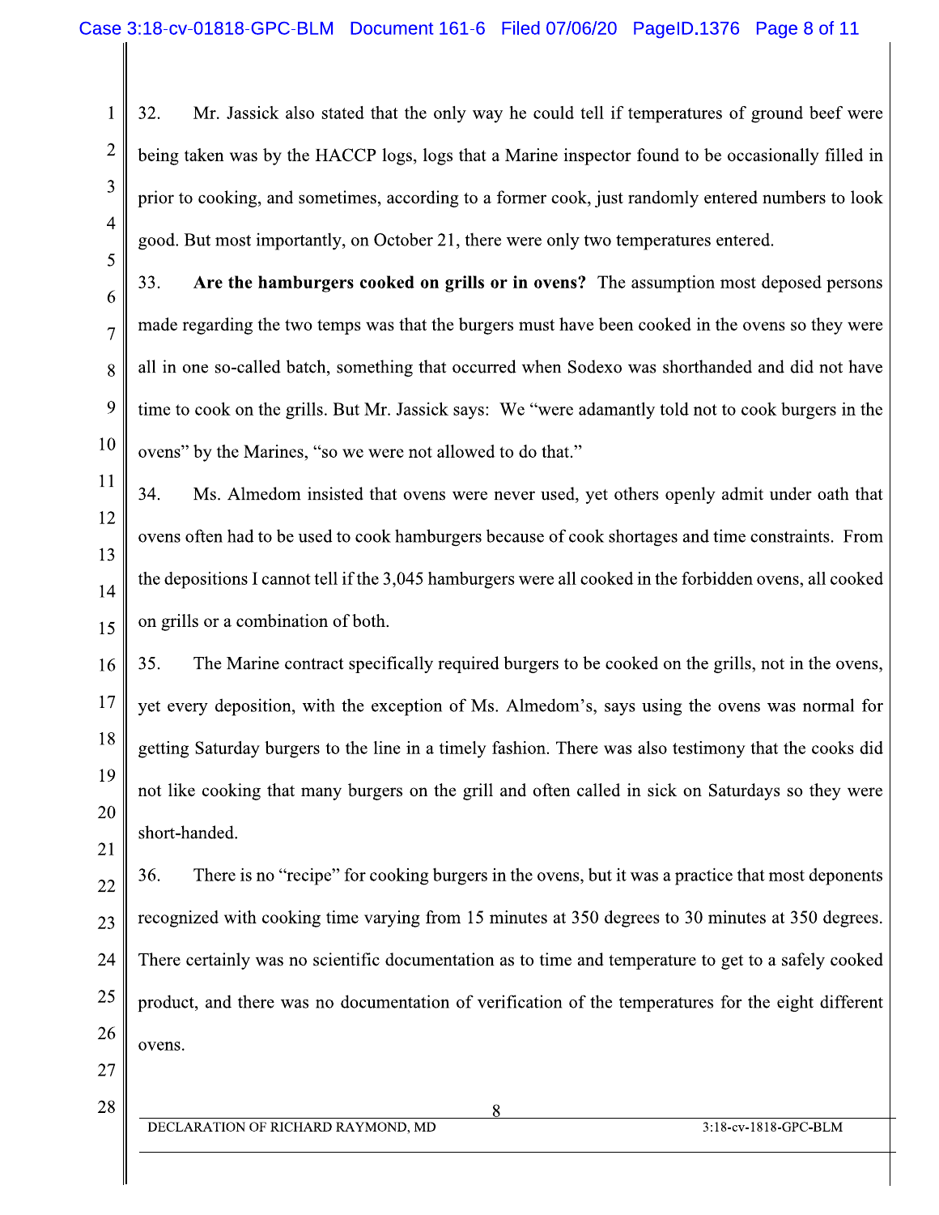32. Mr. Jassick also stated that the only way he could tell if temperatures of ground beef were being taken was by the HACCP logs, logs that a Marine inspector found to be occasionally filled in prior to cooking, and sometimes, according to a former cook, just randomly entered numbers to look good. But most importantly, on October 21, there were only two temperatures entered.

33. **Are the hamburgers cooked on grills or in ovens?** The assumption most deposed persons made regarding the two temps was that the burgers must have been cooked in the ovens so they were all in one so-called batch, something that occurred when Sodexo was shorthanded and did not have time to cook on the grills. But Mr. Jassick says: We "were adamantly told not to cook burgers in the ovens" by the Marines, "so we were not allowed to do that."

34. Ms. Almedom insisted that ovens were never used, yet others openly admit under oath that ovens often had to be used to cook hamburgers because of cook shortages and time constraints. From the depositions I cannot tell if the 3,045 hamburgers were all cooked in the forbidden ovens, all cooked on grills or a combination of both.

35. The Marine contract specifically required burgers to be cooked on the grills, not in the ovens, yet every deposition, with the exception of Ms. Almedom's, says using the ovens was normal for getting Saturday burgers to the line in a timely fashion. There was also testimony that the cooks did not like cooking that many burgers on the grill and often called in sick on Saturdays so they were short-handed.

36. There is no "recipe" for cooking burgers in the ovens, but it was a practice that most deponents recognized with cooking time varying from 15 minutes at 350 degrees to 30 minutes at 350 degrees. There certainly was no scientific documentation as to time and temperature to get to a safely cooked product, and there was no documentation of verification of the temperatures for the eight different ovens.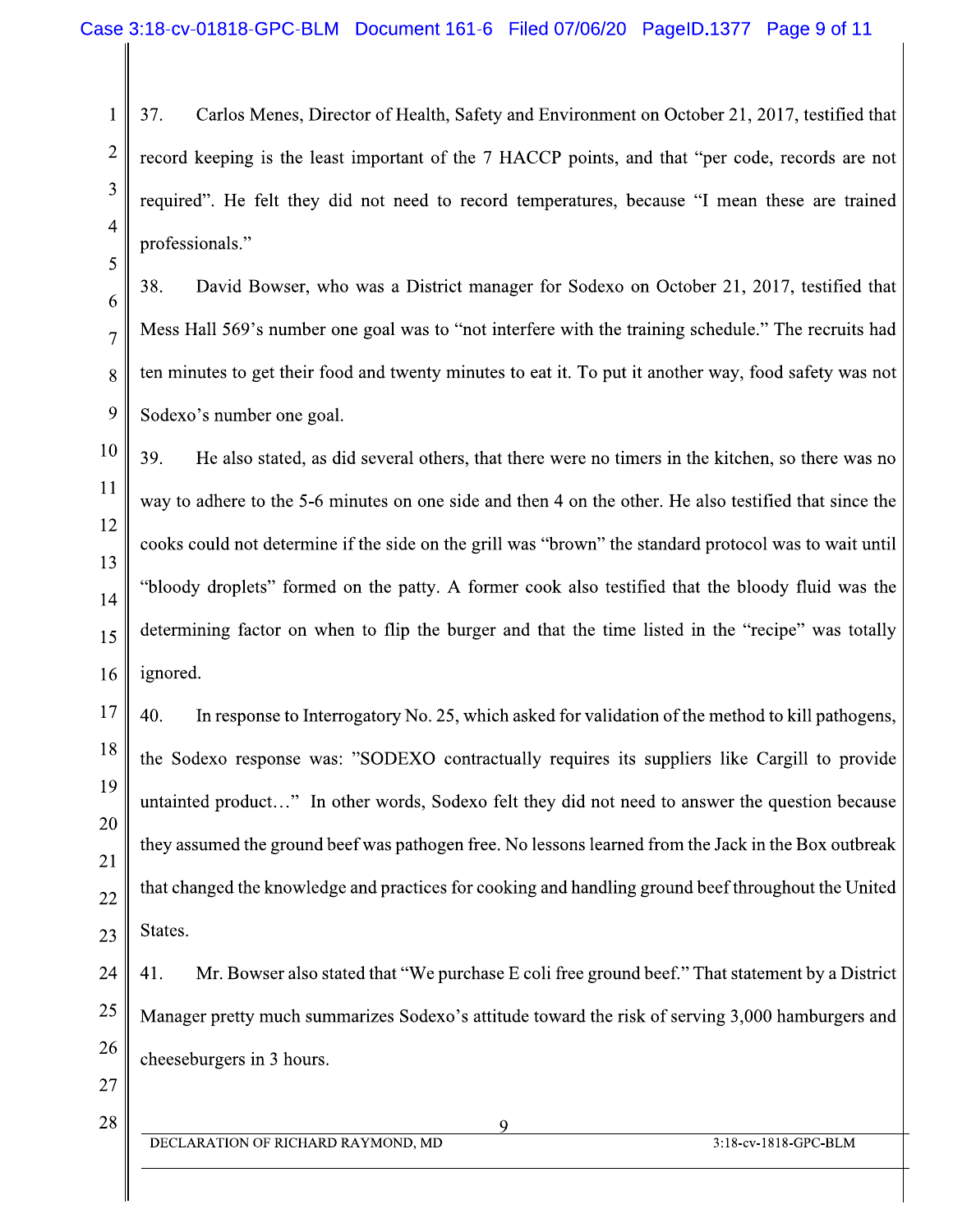37. Carlos Menes, Director of Health, Safety and Environment on October 21, 2017, testified that record keeping is the least important of the 7 HACCP points, and that "per code, records are not required". He felt they did not need to record temperatures, because "I mean these are trained professionals."

38. David Bowser, who was a District manager for Sodexo on October 21, 2017, testified that Mess Hall 569's number one goal was to "not interfere with the training schedule." The recruits had ten minutes to get their food and twenty minutes to eat it. To put it another way, food safety was not Sodexo's number one goal.

39. He also stated, as did several others, that there were no timers in the kitchen, so there was no way to adhere to the 5-6 minutes on one side and then 4 on the other. He also testified that since the cooks could not determine if the side on the grill was "brown" the standard protocol was to wait until "bloody droplets" formed on the patty. A former cook also testified that the bloody fluid was the determining factor on when to flip the burger and that the time listed in the "recipe" was totally ignored.

40. In response to Interrogatory No. 25, which asked for validation of the method to kill pathogens, the Sodexo response was: "SODEXO contractually requires its suppliers like Cargill to provide untainted product…" In other words, Sodexo felt they did not need to answer the question because they assumed the ground beef was pathogen free. No lessons learned from the Jack in the Box outbreak that changed the knowledge and practices for cooking and handling ground beef throughout the United States.

41. Mr. Bowser also stated that "We purchase E coli free ground beef." That statement by a District Manager pretty much summarizes Sodexo's attitude toward the risk of serving 3,000 hamburgers and cheeseburgers in 3 hours.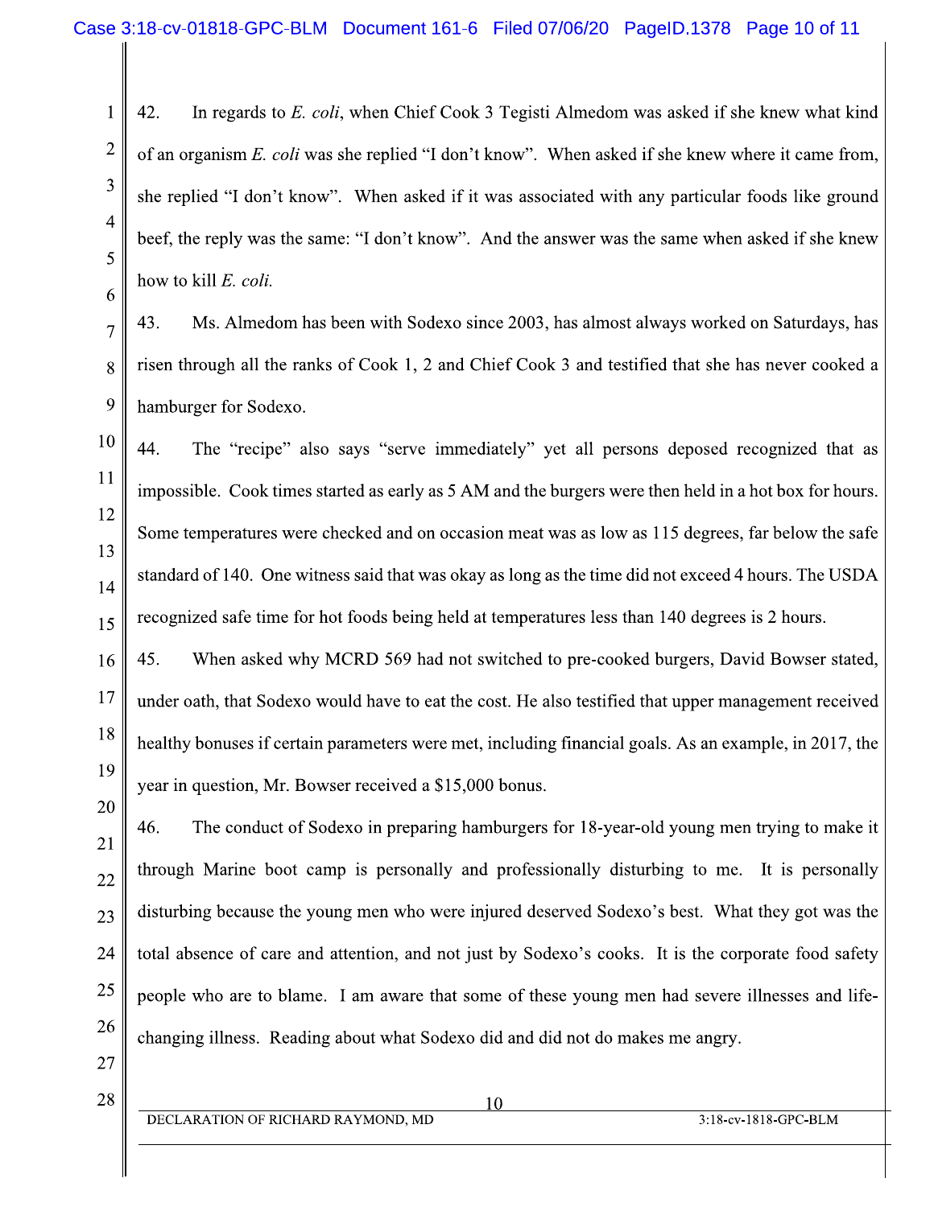42. In regards to *E. coli*, when Chief Cook 3 Tegisti Almedom was asked if she knew what kind of an organism *E. coli* was she replied "I don't know". When asked if she knew where it came from, she replied "I don't know". When asked if it was associated with any particular foods like ground beef, the reply was the same: "I don't know". And the answer was the same when asked if she knew how to kill *E. coli.*

43. Ms. Almedom has been with Sodexo since 2003, has almost always worked on Saturdays, has risen through all the ranks of Cook 1, 2 and Chief Cook 3 and testified that she has never cooked a hamburger for Sodexo.

44. The "recipe" also says "serve immediately" yet all persons deposed recognized that as impossible. Cook times started as early as 5 AM and the burgers were then held in a hot box for hours. Some temperatures were checked and on occasion meat was as low as 115 degrees, far below the safe standard of 140. One witness said that was okay as long as the time did not exceed 4 hours. The USDA recognized safe time for hot foods being held at temperatures less than 140 degrees is 2 hours.

45. When asked why MCRD 569 had not switched to pre-cooked burgers, David Bowser stated, under oath, that Sodexo would have to eat the cost. He also testified that upper management received healthy bonuses if certain parameters were met, including financial goals. As an example, in 2017, the year in question, Mr. Bowser received a $15,000 bonus.

46. The conduct of Sodexo in preparing hamburgers for 18-year-old young men trying to make it through Marine boot camp is personally and professionally disturbing to me. It is personally disturbing because the young men who were injured deserved Sodexo's best. What they got was the total absence of care and attention, and not just by Sodexo's cooks. It is the corporate food safety people who are to blame. I am aware that some of these young men had severe illnesses and life-changing illness. Reading about what Sodexo did and did not do makes me angry.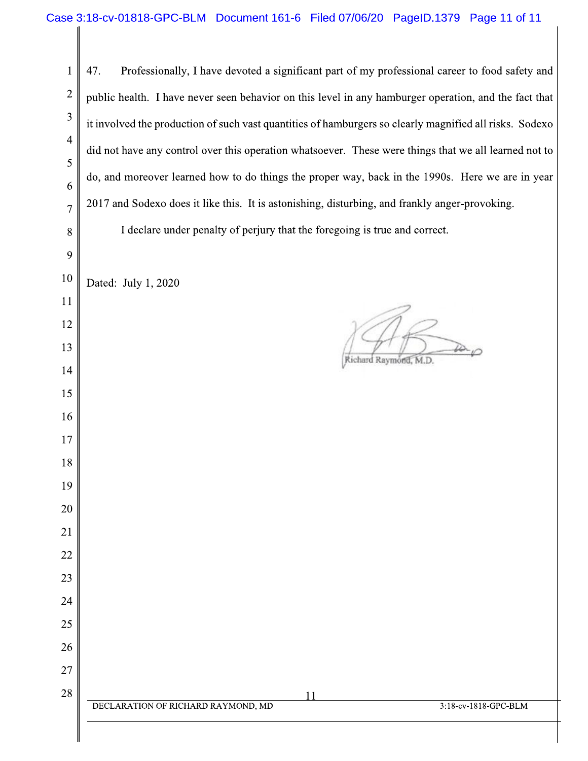47. Professionally, I have devoted a significant part of my professional career to food safety and public health. I have never seen behavior on this level in any hamburger operation, and the fact that it involved the production of such vast quantities of hamburgers so clearly magnified all risks. Sodexo did not have any control over this operation whatsoever. These were things that we all learned not to do, and moreover learned how to do things the proper way, back in the 1990s. Here we are in year 2017 and Sodexo does it like this. It is astonishing, disturbing, and frankly anger-provoking.

I declare under penalty of perjury that the foregoing is true and correct.

Dated: July 1, 2020

Richard Raymond, M.D.